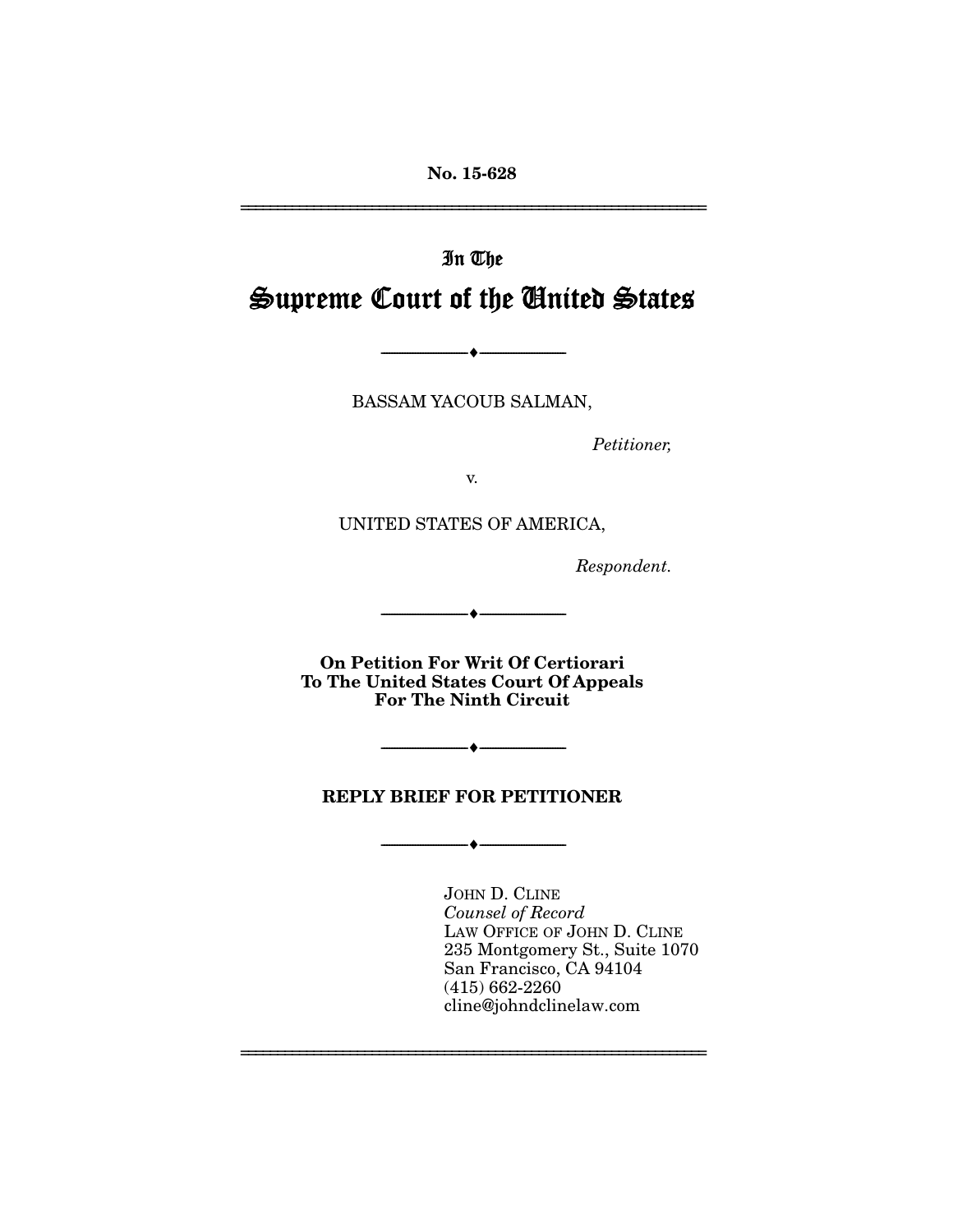No. 15-628

---

In The

# Supreme Court of the United States

---

BASSAM YACOUB SALMAN,

*Petitioner,*

v.

UNITED STATES OF AMERICA,

*Respondent.*

---

**On Petition For Writ Of Certiorari To The United States Court Of Appeals For The Ninth Circuit**

---

**REPLY BRIEF FOR PETITIONER**

---

JOHN D. CLINE
*Counsel of Record*
LAW OFFICE OF JOHN D. CLINE
235 Montgomery St., Suite 1070
San Francisco, CA 94104
(415) 662-2260
cline@johndclinelaw.com

---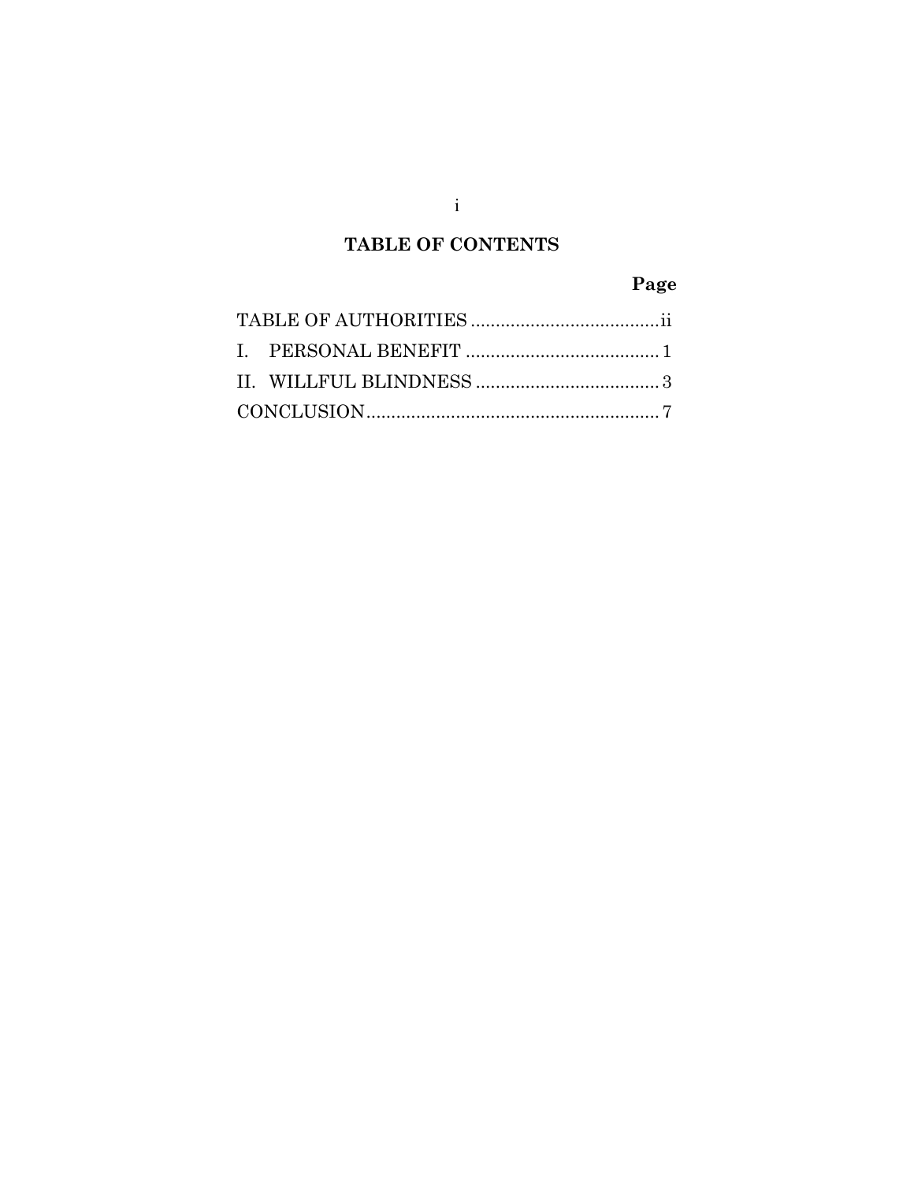## TABLE OF CONTENTS

| | Page |
|---|---|
| TABLE OF AUTHORITIES | ii |
| I. PERSONAL BENEFIT | 1 |
| II. WILLFUL BLINDNESS | 3 |
| CONCLUSION | 7 |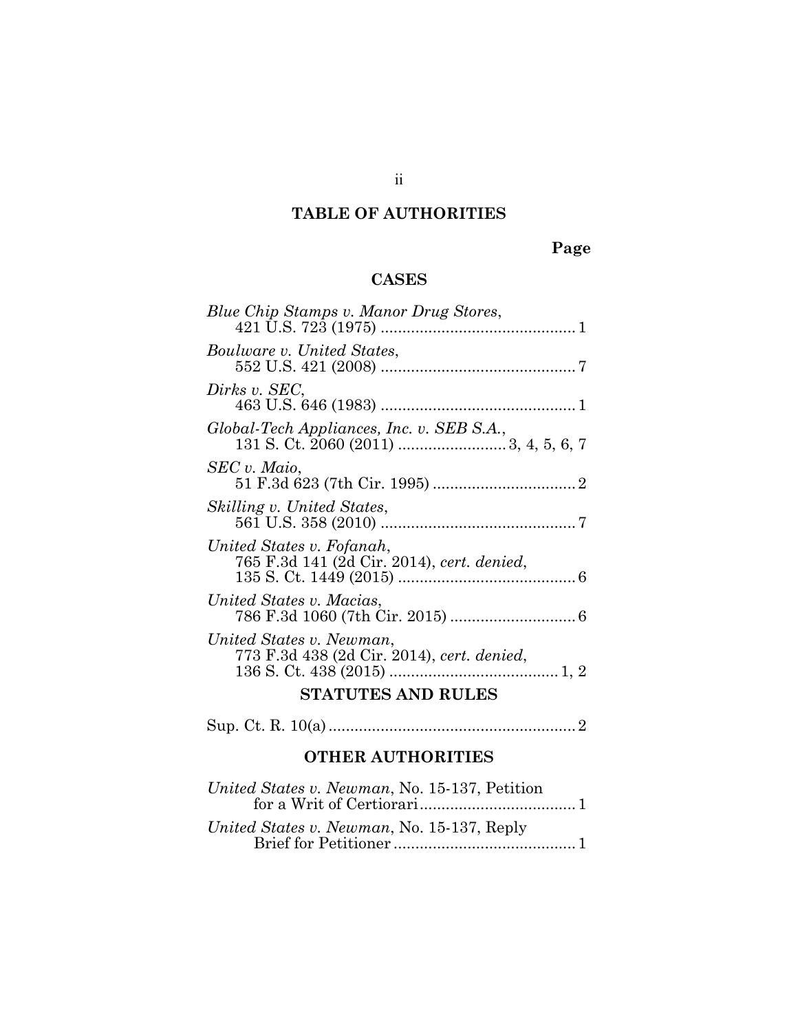## TABLE OF AUTHORITIES

**Page**

### CASES

*Blue Chip Stamps v. Manor Drug Stores*, 421 U.S. 723 (1975) .......................................... 1

*Boulware v. United States*, 552 U.S. 421 (2008) .......................................... 7

*Dirks v. SEC*, 463 U.S. 646 (1983) .......................................... 1

*Global-Tech Appliances, Inc. v. SEB S.A.*, 131 S. Ct. 2060 (2011) ........................ 3, 4, 5, 6, 7

*SEC v. Maio*, 51 F.3d 623 (7th Cir. 1995) ................................ 2

*Skilling v. United States*, 561 U.S. 358 (2010) .......................................... 7

*United States v. Fofanah*, 765 F.3d 141 (2d Cir. 2014), *cert. denied*, 135 S. Ct. 1449 (2015) ........................................ 6

*United States v. Macias*, 786 F.3d 1060 (7th Cir. 2015) ............................ 6

*United States v. Newman*, 773 F.3d 438 (2d Cir. 2014), *cert. denied*, 136 S. Ct. 438 (2015) ..................................... 1, 2

### STATUTES AND RULES

Sup. Ct. R. 10(a) ........................................................ 2

### OTHER AUTHORITIES

*United States v. Newman*, No. 15-137, Petition for a Writ of Certiorari .................................... 1

*United States v. Newman*, No. 15-137, Reply Brief for Petitioner .......................................... 1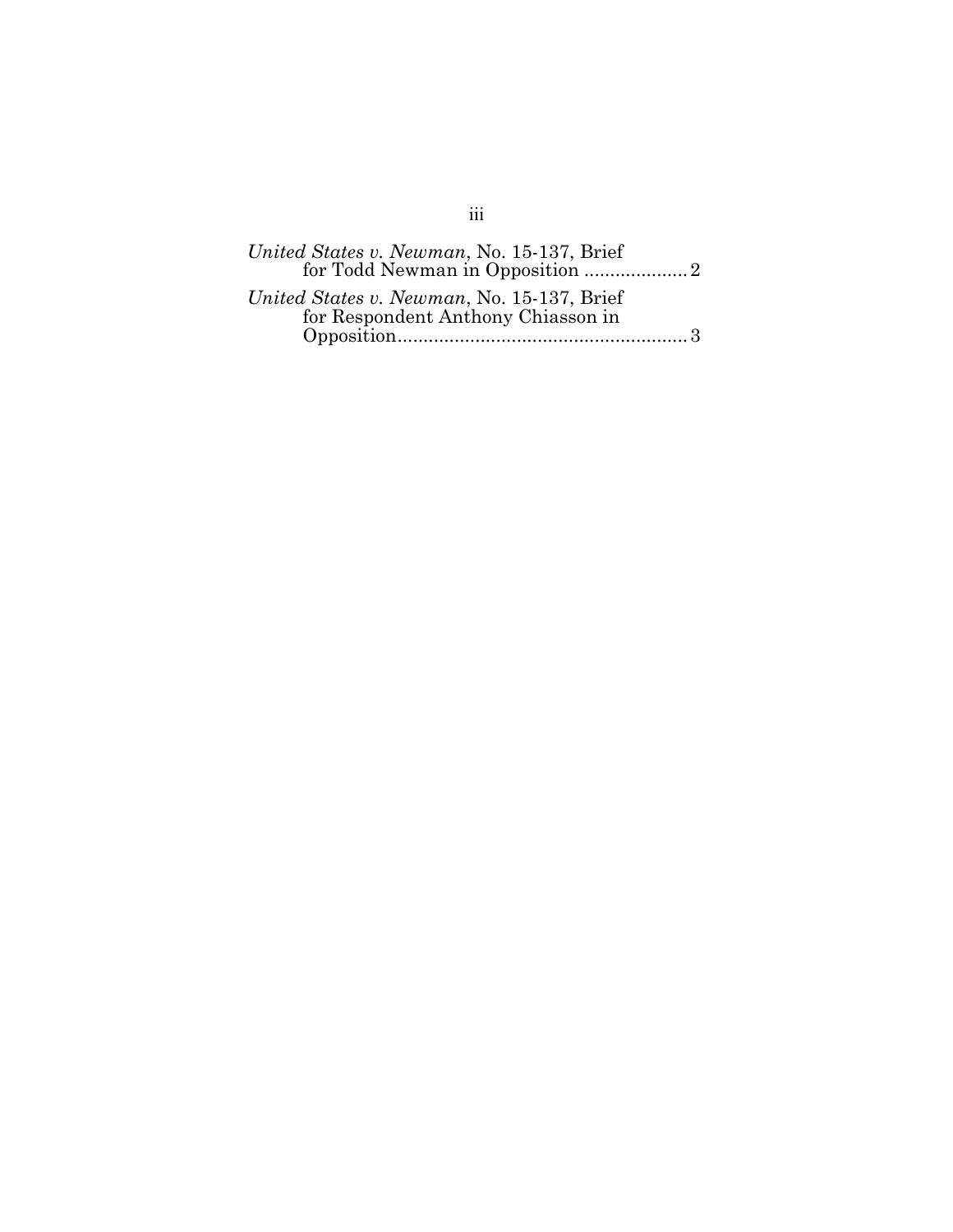*United States v. Newman,* No. 15-137, Brief for Todd Newman in Opposition .................... 2

*United States v. Newman*, No. 15-137, Brief for Respondent Anthony Chiasson in Opposition......................................................... 3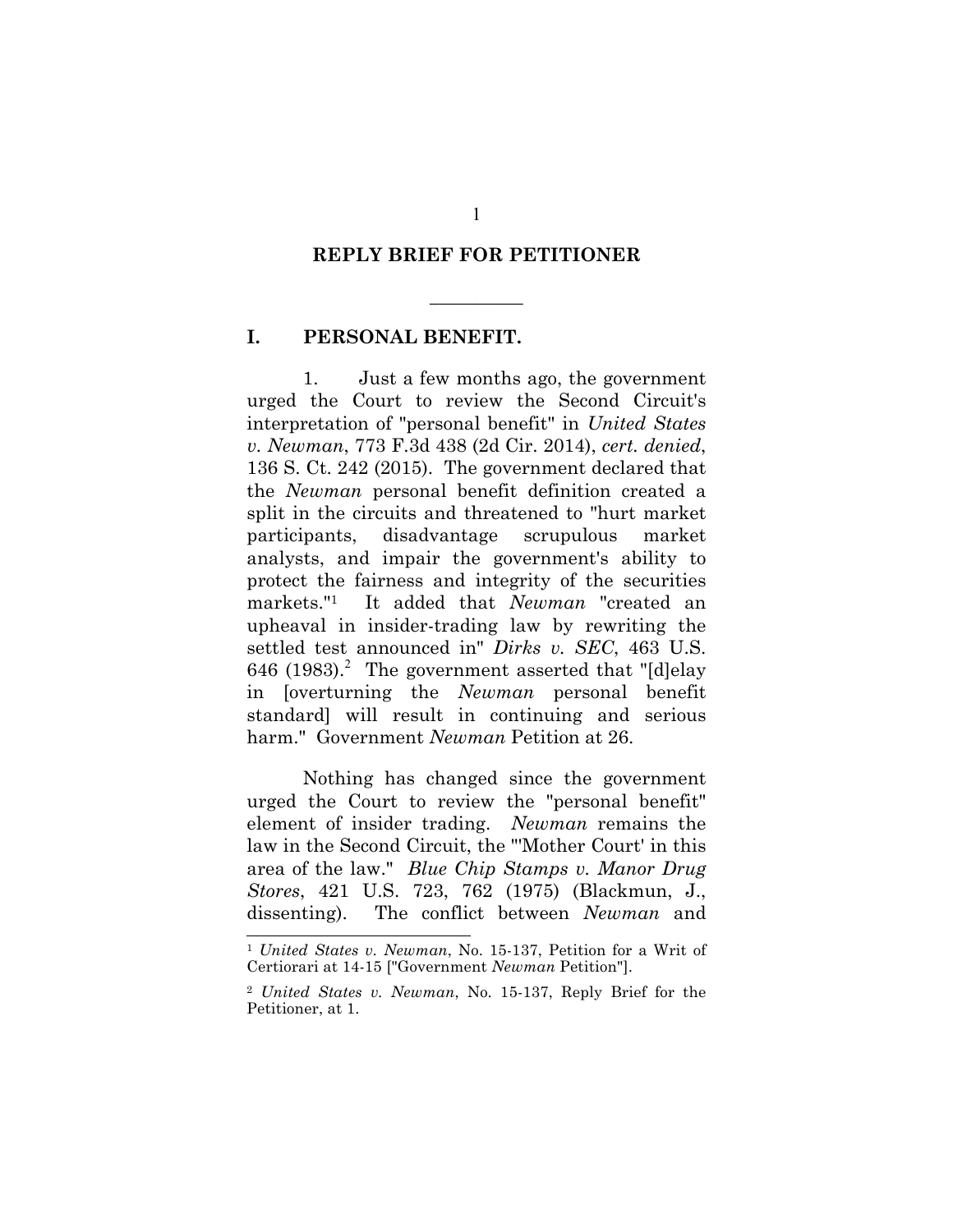# REPLY BRIEF FOR PETITIONER

---

## I. PERSONAL BENEFIT.

1. Just a few months ago, the government urged the Court to review the Second Circuit's interpretation of "personal benefit" in *United States v. Newman*, 773 F.3d 438 (2d Cir. 2014), *cert. denied*, 136 S. Ct. 242 (2015). The government declared that the *Newman* personal benefit definition created a split in the circuits and threatened to "hurt market participants, disadvantage scrupulous market analysts, and impair the government's ability to protect the fairness and integrity of the securities markets."[1] It added that *Newman* "created an upheaval in insider-trading law by rewriting the settled test announced in" *Dirks v. SEC*, 463 U.S. 646 (1983).[2] The government asserted that "[d]elay in [overturning the *Newman* personal benefit standard] will result in continuing and serious harm." Government *Newman* Petition at 26.

Nothing has changed since the government urged the Court to review the "personal benefit" element of insider trading. *Newman* remains the law in the Second Circuit, the "'Mother Court' in this area of the law." *Blue Chip Stamps v. Manor Drug Stores*, 421 U.S. 723, 762 (1975) (Blackmun, J., dissenting). The conflict between *Newman* and

---

[1] *United States v. Newman*, No. 15-137, Petition for a Writ of Certiorari at 14-15 ["Government *Newman* Petition"].

[2] *United States v. Newman*, No. 15-137, Reply Brief for the Petitioner, at 1.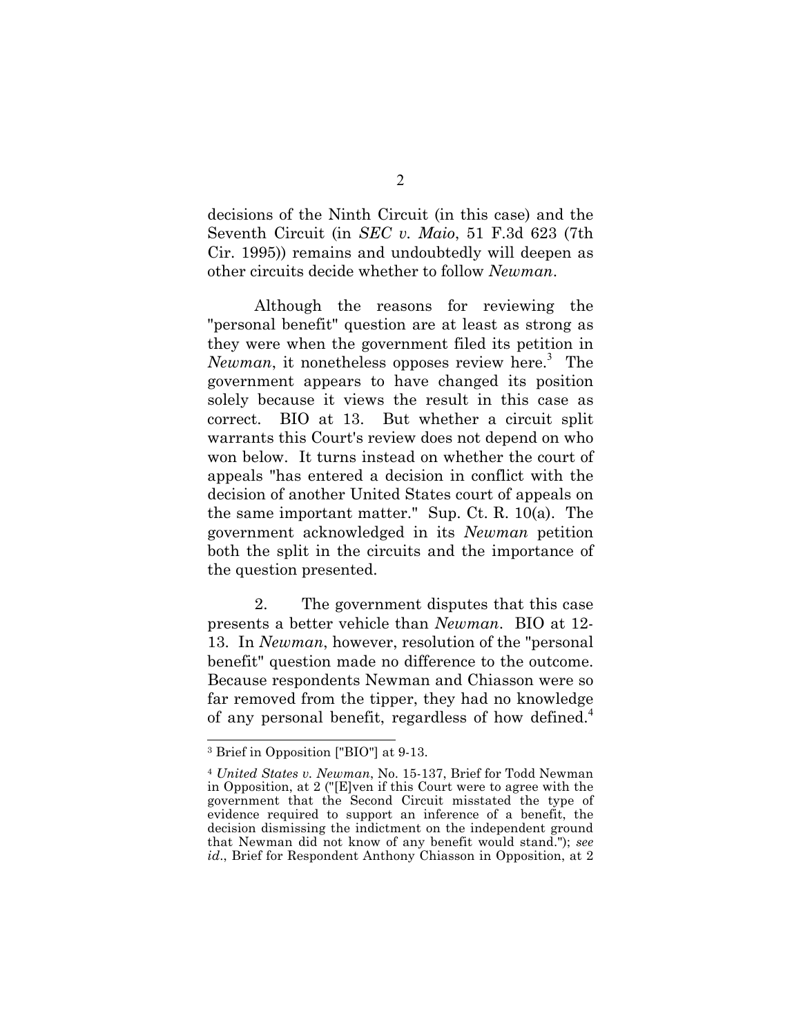decisions of the Ninth Circuit (in this case) and the Seventh Circuit (in *SEC v. Maio*, 51 F.3d 623 (7th Cir. 1995)) remains and undoubtedly will deepen as other circuits decide whether to follow *Newman*.

Although the reasons for reviewing the "personal benefit" question are at least as strong as they were when the government filed its petition in *Newman*, it nonetheless opposes review here.[3] The government appears to have changed its position solely because it views the result in this case as correct. BIO at 13. But whether a circuit split warrants this Court's review does not depend on who won below. It turns instead on whether the court of appeals "has entered a decision in conflict with the decision of another United States court of appeals on the same important matter." Sup. Ct. R. 10(a). The government acknowledged in its *Newman* petition both the split in the circuits and the importance of the question presented.

2. The government disputes that this case presents a better vehicle than *Newman*. BIO at 12-13. In *Newman*, however, resolution of the "personal benefit" question made no difference to the outcome. Because respondents Newman and Chiasson were so far removed from the tipper, they had no knowledge of any personal benefit, regardless of how defined.[4]

---

[3] Brief in Opposition ["BIO"] at 9-13.

[4] *United States v. Newman*, No. 15-137, Brief for Todd Newman in Opposition, at 2 ("[E]ven if this Court were to agree with the government that the Second Circuit misstated the type of evidence required to support an inference of a benefit, the decision dismissing the indictment on the independent ground that Newman did not know of any benefit would stand."); *see id*., Brief for Respondent Anthony Chiasson in Opposition, at 2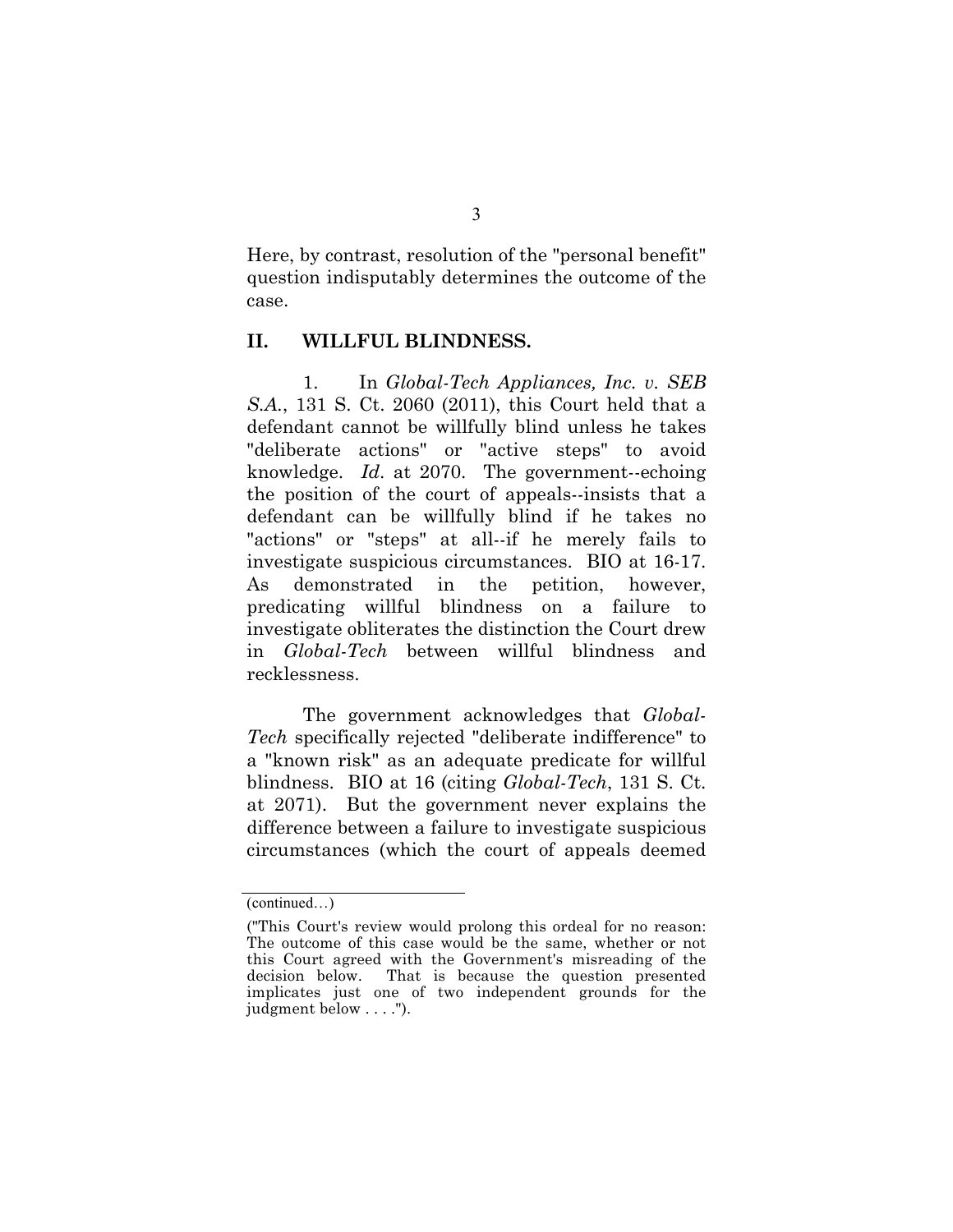Here, by contrast, resolution of the "personal benefit" question indisputably determines the outcome of the case.

## II. WILLFUL BLINDNESS.

1. In *Global-Tech Appliances, Inc. v. SEB S.A.*, 131 S. Ct. 2060 (2011), this Court held that a defendant cannot be willfully blind unless he takes "deliberate actions" or "active steps" to avoid knowledge. *Id*. at 2070. The government--echoing the position of the court of appeals--insists that a defendant can be willfully blind if he takes no "actions" or "steps" at all--if he merely fails to investigate suspicious circumstances. BIO at 16-17. As demonstrated in the petition, however, predicating willful blindness on a failure to investigate obliterates the distinction the Court drew in *Global-Tech* between willful blindness and recklessness.

The government acknowledges that *Global-Tech* specifically rejected "deliberate indifference" to a "known risk" as an adequate predicate for willful blindness. BIO at 16 (citing *Global-Tech*, 131 S. Ct. at 2071). But the government never explains the difference between a failure to investigate suspicious circumstances (which the court of appeals deemed

---

(continued…)

("This Court's review would prolong this ordeal for no reason: The outcome of this case would be the same, whether or not this Court agreed with the Government's misreading of the decision below. That is because the question presented implicates just one of two independent grounds for the judgment below . . . .").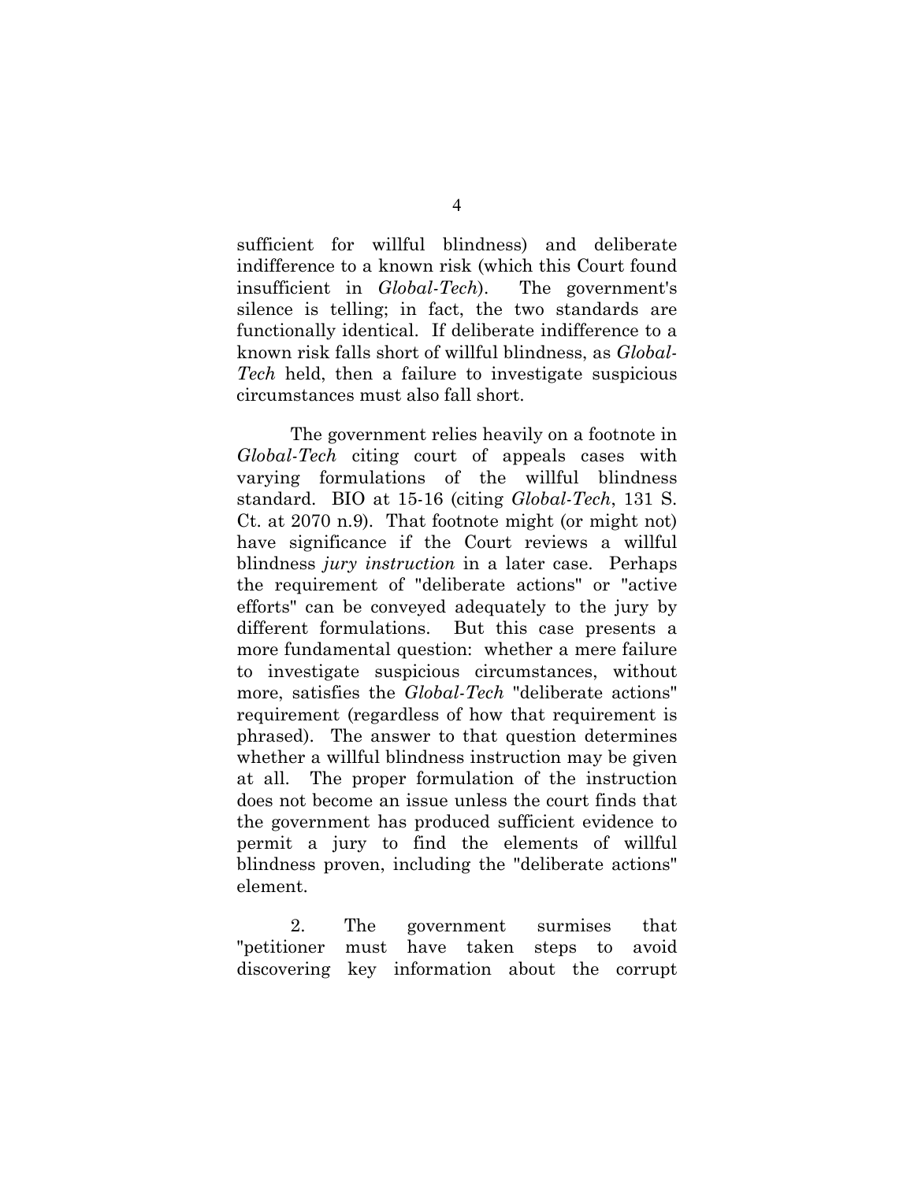sufficient for willful blindness) and deliberate indifference to a known risk (which this Court found insufficient in *Global-Tech*). The government's silence is telling; in fact, the two standards are functionally identical. If deliberate indifference to a known risk falls short of willful blindness, as *Global-Tech* held, then a failure to investigate suspicious circumstances must also fall short.

The government relies heavily on a footnote in *Global-Tech* citing court of appeals cases with varying formulations of the willful blindness standard. BIO at 15-16 (citing *Global-Tech*, 131 S. Ct. at 2070 n.9). That footnote might (or might not) have significance if the Court reviews a willful blindness *jury instruction* in a later case. Perhaps the requirement of "deliberate actions" or "active efforts" can be conveyed adequately to the jury by different formulations. But this case presents a more fundamental question: whether a mere failure to investigate suspicious circumstances, without more, satisfies the *Global-Tech* "deliberate actions" requirement (regardless of how that requirement is phrased). The answer to that question determines whether a willful blindness instruction may be given at all. The proper formulation of the instruction does not become an issue unless the court finds that the government has produced sufficient evidence to permit a jury to find the elements of willful blindness proven, including the "deliberate actions" element.

2. The government surmises that "petitioner must have taken steps to avoid discovering key information about the corrupt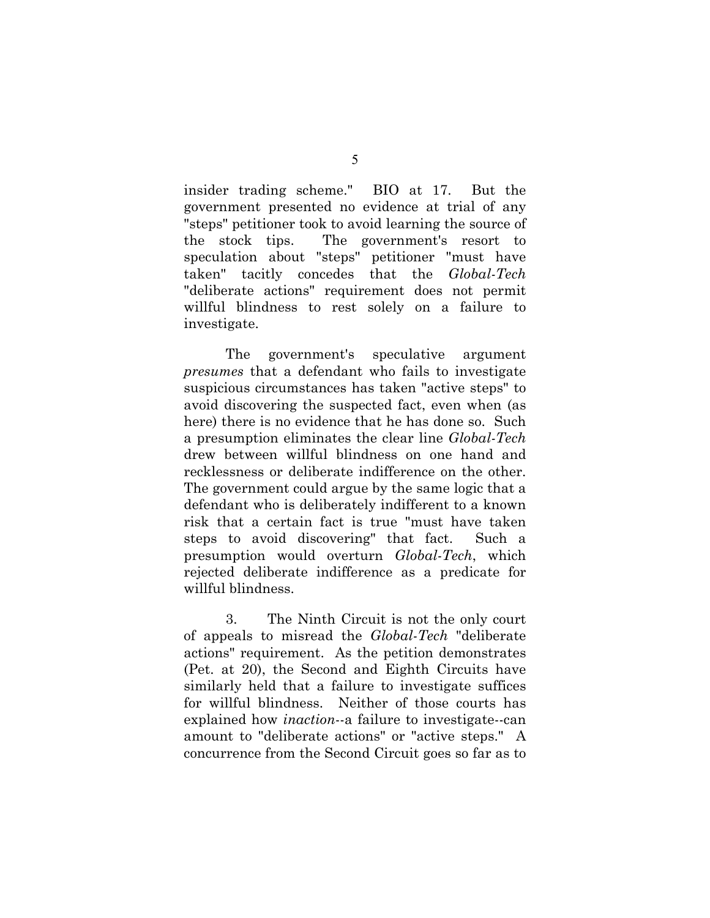insider trading scheme." BIO at 17. But the government presented no evidence at trial of any "steps" petitioner took to avoid learning the source of the stock tips. The government's resort to speculation about "steps" petitioner "must have taken" tacitly concedes that the *Global-Tech* "deliberate actions" requirement does not permit willful blindness to rest solely on a failure to investigate.

The government's speculative argument *presumes* that a defendant who fails to investigate suspicious circumstances has taken "active steps" to avoid discovering the suspected fact, even when (as here) there is no evidence that he has done so. Such a presumption eliminates the clear line *Global-Tech* drew between willful blindness on one hand and recklessness or deliberate indifference on the other. The government could argue by the same logic that a defendant who is deliberately indifferent to a known risk that a certain fact is true "must have taken steps to avoid discovering" that fact. Such a presumption would overturn *Global-Tech*, which rejected deliberate indifference as a predicate for willful blindness.

3. The Ninth Circuit is not the only court of appeals to misread the *Global-Tech* "deliberate actions" requirement. As the petition demonstrates (Pet. at 20), the Second and Eighth Circuits have similarly held that a failure to investigate suffices for willful blindness. Neither of those courts has explained how *inaction*--a failure to investigate--can amount to "deliberate actions" or "active steps." A concurrence from the Second Circuit goes so far as to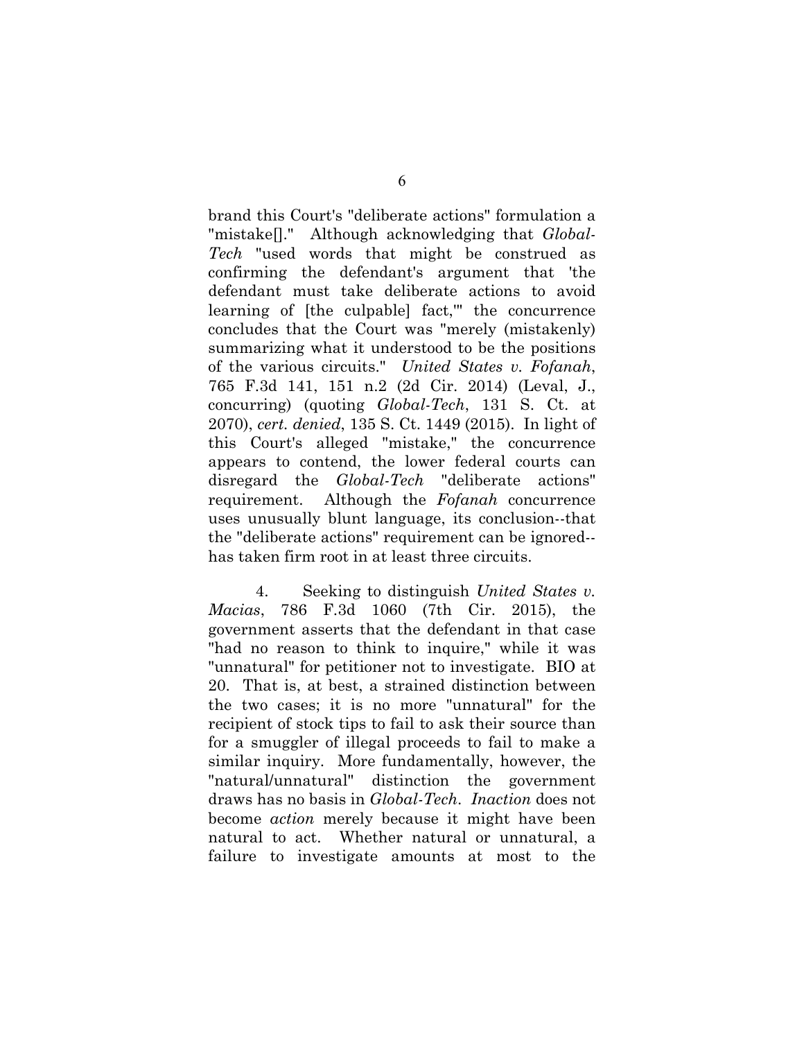brand this Court's "deliberate actions" formulation a "mistake[]." Although acknowledging that *Global-Tech* "used words that might be construed as confirming the defendant's argument that 'the defendant must take deliberate actions to avoid learning of [the culpable] fact,'" the concurrence concludes that the Court was "merely (mistakenly) summarizing what it understood to be the positions of the various circuits." *United States v. Fofanah*, 765 F.3d 141, 151 n.2 (2d Cir. 2014) (Leval, J., concurring) (quoting *Global-Tech*, 131 S. Ct. at 2070), *cert. denied*, 135 S. Ct. 1449 (2015). In light of this Court's alleged "mistake," the concurrence appears to contend, the lower federal courts can disregard the *Global-Tech* "deliberate actions" requirement. Although the *Fofanah* concurrence uses unusually blunt language, its conclusion--that the "deliberate actions" requirement can be ignored--has taken firm root in at least three circuits.

4. Seeking to distinguish *United States v. Macias*, 786 F.3d 1060 (7th Cir. 2015), the government asserts that the defendant in that case "had no reason to think to inquire," while it was "unnatural" for petitioner not to investigate. BIO at 20. That is, at best, a strained distinction between the two cases; it is no more "unnatural" for the recipient of stock tips to fail to ask their source than for a smuggler of illegal proceeds to fail to make a similar inquiry. More fundamentally, however, the "natural/unnatural" distinction the government draws has no basis in *Global-Tech*. *Inaction* does not become *action* merely because it might have been natural to act. Whether natural or unnatural, a failure to investigate amounts at most to the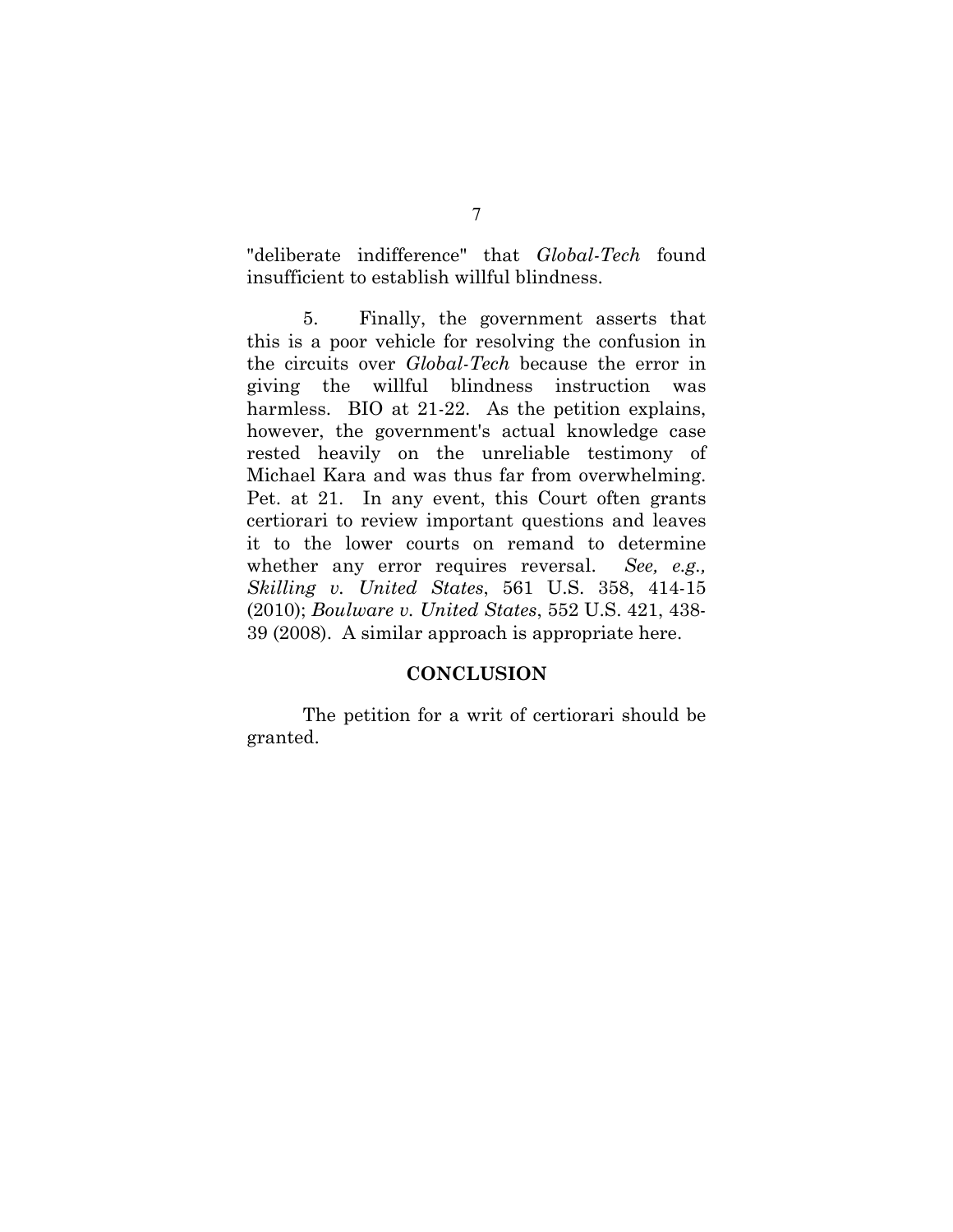"deliberate indifference" that *Global-Tech* found insufficient to establish willful blindness.

5. Finally, the government asserts that this is a poor vehicle for resolving the confusion in the circuits over *Global-Tech* because the error in giving the willful blindness instruction was harmless. BIO at 21-22. As the petition explains, however, the government's actual knowledge case rested heavily on the unreliable testimony of Michael Kara and was thus far from overwhelming. Pet. at 21. In any event, this Court often grants certiorari to review important questions and leaves it to the lower courts on remand to determine whether any error requires reversal. *See, e.g., Skilling v. United States*, 561 U.S. 358, 414-15 (2010); *Boulware v. United States*, 552 U.S. 421, 438-39 (2008). A similar approach is appropriate here.

## CONCLUSION

The petition for a writ of certiorari should be granted.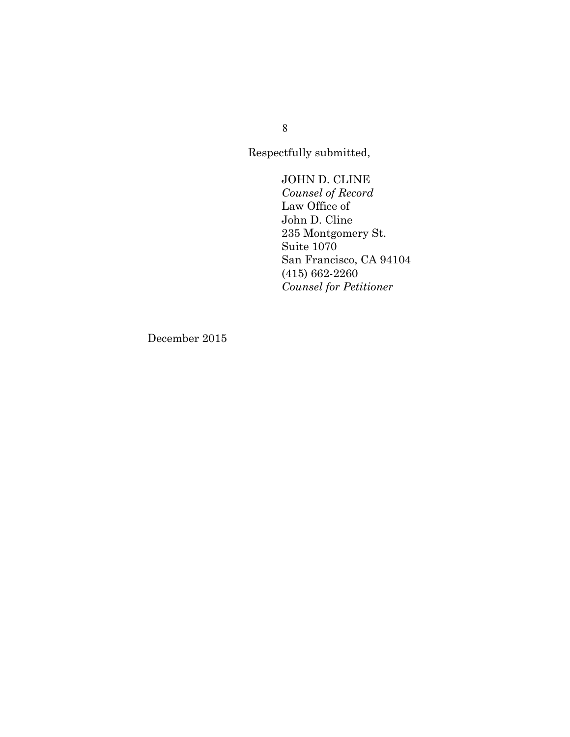Respectfully submitted,

JOHN D. CLINE
*Counsel of Record*
Law Office of
John D. Cline
235 Montgomery St.
Suite 1070
San Francisco, CA 94104
(415) 662-2260
*Counsel for Petitioner*

December 2015